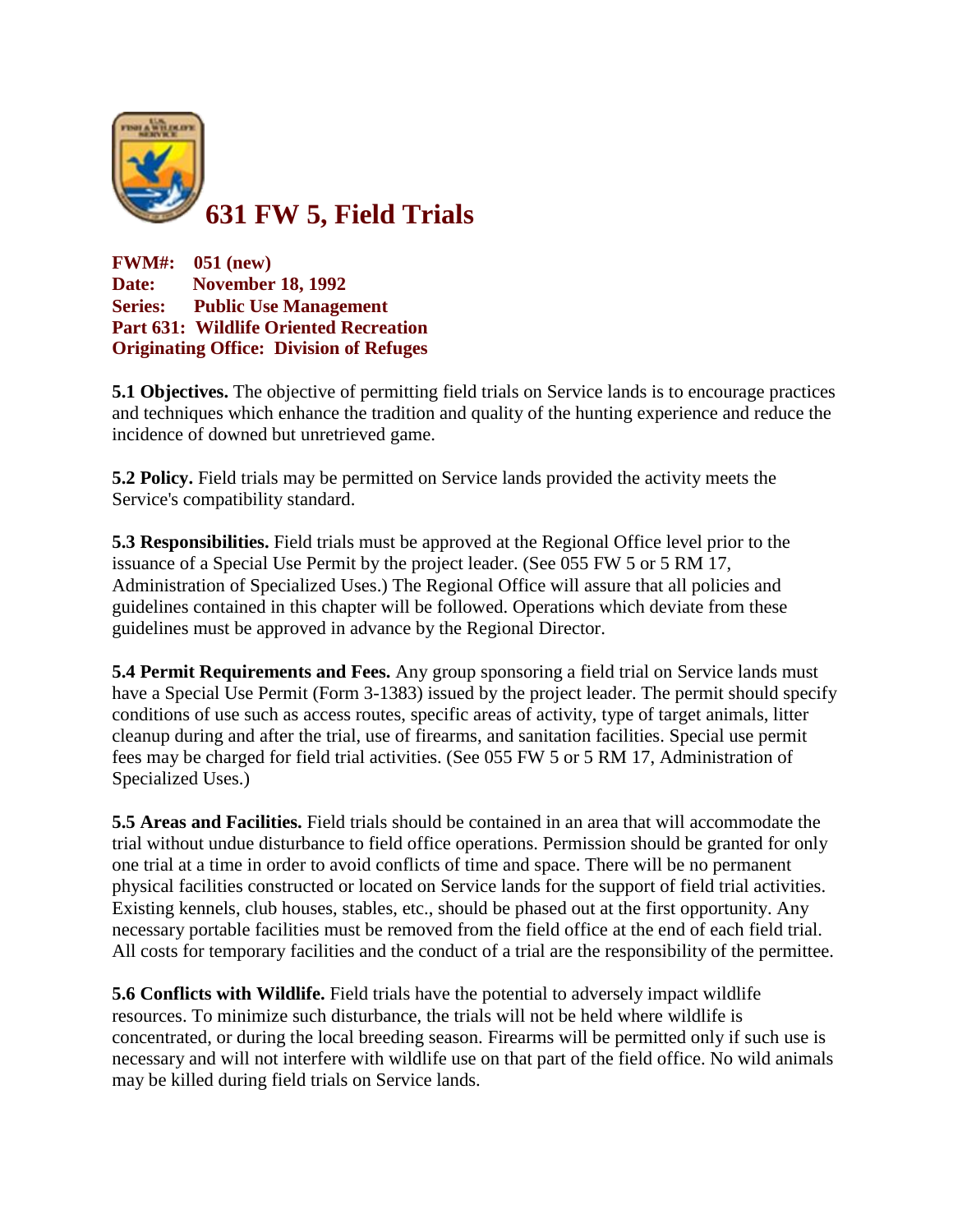# 631 FW 5, Field Trials

**FWM#: 051 (new)**
**Date: November 18, 1992**
**Series: Public Use Management**
**Part 631: Wildlife Oriented Recreation**
**Originating Office: Division of Refuges**

**5.1 Objectives.** The objective of permitting field trials on Service lands is to encourage practices and techniques which enhance the tradition and quality of the hunting experience and reduce the incidence of downed but unretrieved game.

**5.2 Policy.** Field trials may be permitted on Service lands provided the activity meets the Service's compatibility standard.

**5.3 Responsibilities.** Field trials must be approved at the Regional Office level prior to the issuance of a Special Use Permit by the project leader. (See 055 FW 5 or 5 RM 17, Administration of Specialized Uses.) The Regional Office will assure that all policies and guidelines contained in this chapter will be followed. Operations which deviate from these guidelines must be approved in advance by the Regional Director.

**5.4 Permit Requirements and Fees.** Any group sponsoring a field trial on Service lands must have a Special Use Permit (Form 3-1383) issued by the project leader. The permit should specify conditions of use such as access routes, specific areas of activity, type of target animals, litter cleanup during and after the trial, use of firearms, and sanitation facilities. Special use permit fees may be charged for field trial activities. (See 055 FW 5 or 5 RM 17, Administration of Specialized Uses.)

**5.5 Areas and Facilities.** Field trials should be contained in an area that will accommodate the trial without undue disturbance to field office operations. Permission should be granted for only one trial at a time in order to avoid conflicts of time and space. There will be no permanent physical facilities constructed or located on Service lands for the support of field trial activities. Existing kennels, club houses, stables, etc., should be phased out at the first opportunity. Any necessary portable facilities must be removed from the field office at the end of each field trial. All costs for temporary facilities and the conduct of a trial are the responsibility of the permittee.

**5.6 Conflicts with Wildlife.** Field trials have the potential to adversely impact wildlife resources. To minimize such disturbance, the trials will not be held where wildlife is concentrated, or during the local breeding season. Firearms will be permitted only if such use is necessary and will not interfere with wildlife use on that part of the field office. No wild animals may be killed during field trials on Service lands.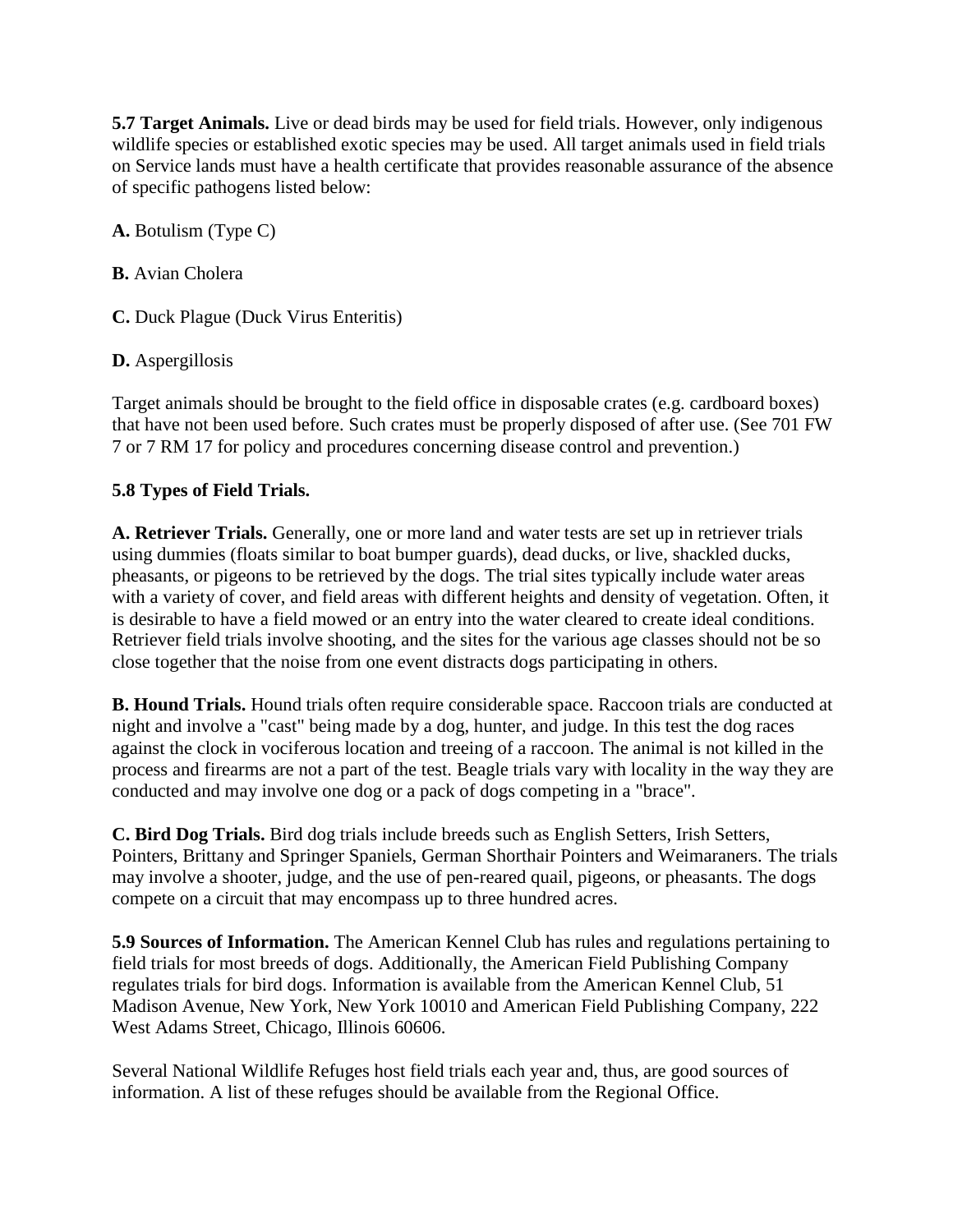**5.7 Target Animals.** Live or dead birds may be used for field trials. However, only indigenous wildlife species or established exotic species may be used. All target animals used in field trials on Service lands must have a health certificate that provides reasonable assurance of the absence of specific pathogens listed below:

**A.** Botulism (Type C)

**B.** Avian Cholera

**C.** Duck Plague (Duck Virus Enteritis)

**D.** Aspergillosis

Target animals should be brought to the field office in disposable crates (e.g. cardboard boxes) that have not been used before. Such crates must be properly disposed of after use. (See 701 FW 7 or 7 RM 17 for policy and procedures concerning disease control and prevention.)

**5.8 Types of Field Trials.**

**A. Retriever Trials.** Generally, one or more land and water tests are set up in retriever trials using dummies (floats similar to boat bumper guards), dead ducks, or live, shackled ducks, pheasants, or pigeons to be retrieved by the dogs. The trial sites typically include water areas with a variety of cover, and field areas with different heights and density of vegetation. Often, it is desirable to have a field mowed or an entry into the water cleared to create ideal conditions. Retriever field trials involve shooting, and the sites for the various age classes should not be so close together that the noise from one event distracts dogs participating in others.

**B. Hound Trials.** Hound trials often require considerable space. Raccoon trials are conducted at night and involve a "cast" being made by a dog, hunter, and judge. In this test the dog races against the clock in vociferous location and treeing of a raccoon. The animal is not killed in the process and firearms are not a part of the test. Beagle trials vary with locality in the way they are conducted and may involve one dog or a pack of dogs competing in a "brace".

**C. Bird Dog Trials.** Bird dog trials include breeds such as English Setters, Irish Setters, Pointers, Brittany and Springer Spaniels, German Shorthair Pointers and Weimaraners. The trials may involve a shooter, judge, and the use of pen-reared quail, pigeons, or pheasants. The dogs compete on a circuit that may encompass up to three hundred acres.

**5.9 Sources of Information.** The American Kennel Club has rules and regulations pertaining to field trials for most breeds of dogs. Additionally, the American Field Publishing Company regulates trials for bird dogs. Information is available from the American Kennel Club, 51 Madison Avenue, New York, New York 10010 and American Field Publishing Company, 222 West Adams Street, Chicago, Illinois 60606.

Several National Wildlife Refuges host field trials each year and, thus, are good sources of information. A list of these refuges should be available from the Regional Office.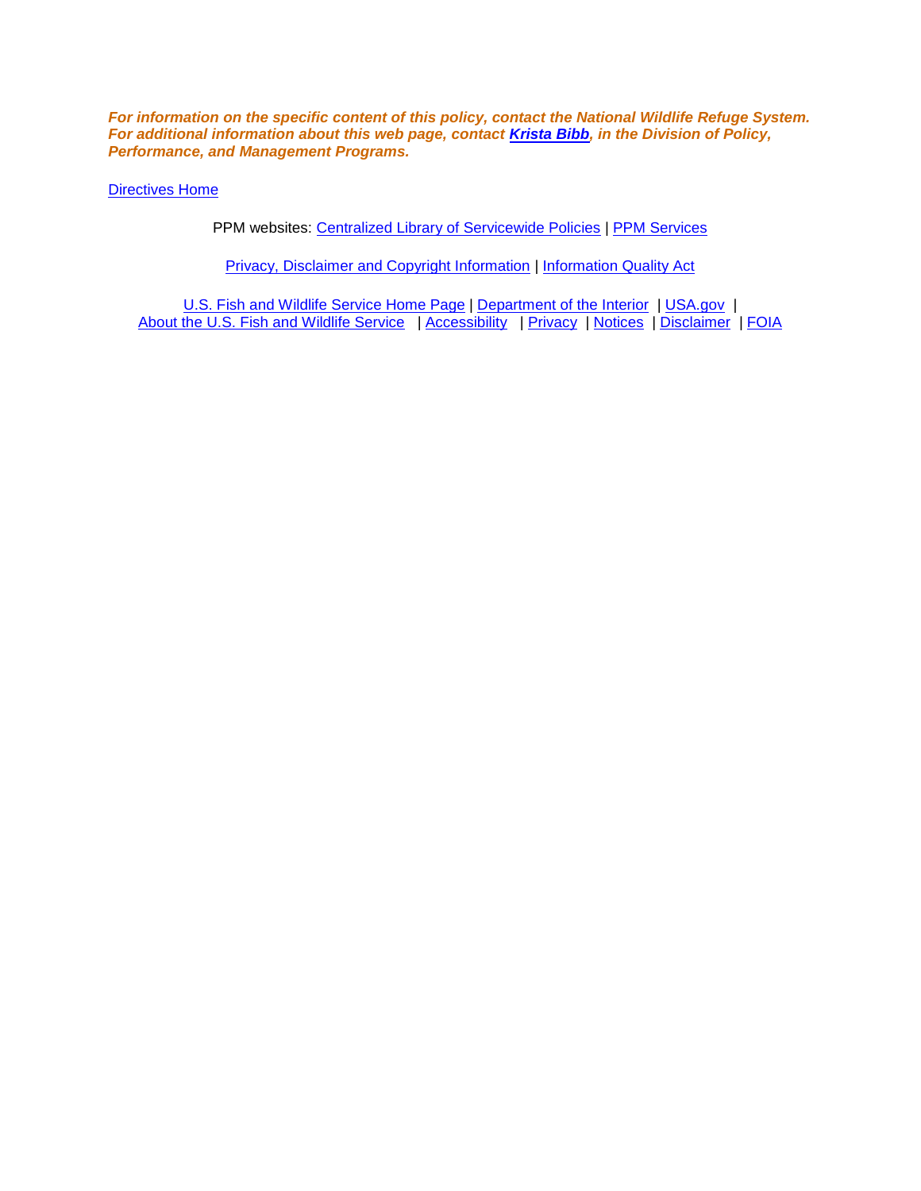***For information on the specific content of this policy, contact the National Wildlife Refuge System. For additional information about this web page, contact Krista Bibb, in the Division of Policy, Performance, and Management Programs.***

Directives Home

PPM websites: Centralized Library of Servicewide Policies | PPM Services

Privacy, Disclaimer and Copyright Information | Information Quality Act

U.S. Fish and Wildlife Service Home Page | Department of the Interior | USA.gov | About the U.S. Fish and Wildlife Service | Accessibility | Privacy | Notices | Disclaimer | FOIA